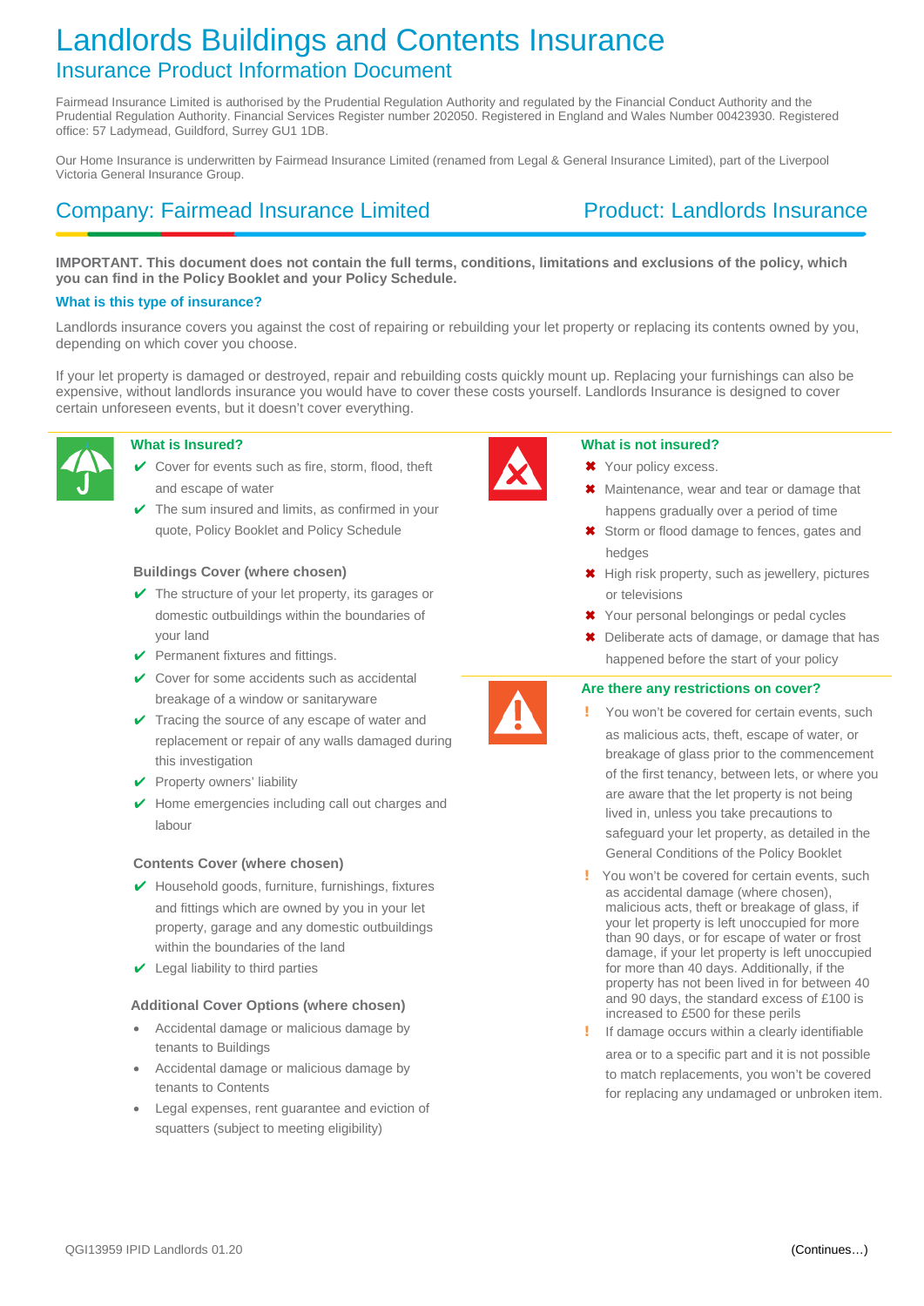# Landlords Buildings and Contents Insurance

## Insurance Product Information Document

Fairmead Insurance Limited is authorised by the Prudential Regulation Authority and regulated by the Financial Conduct Authority and the Prudential Regulation Authority. Financial Services Register number 202050. Registered in England and Wales Number 00423930. Registered office: 57 Ladymead, Guildford, Surrey GU1 1DB.

Our Home Insurance is underwritten by Fairmead Insurance Limited (renamed from Legal & General Insurance Limited), part of the Liverpool Victoria General Insurance Group.

## Company: Fairmead Insurance Limited — Product: Landlords Insurance

**IMPORTANT. This document does not contain the full terms, conditions, limitations and exclusions of the policy, which you can find in the Policy Booklet and your Policy Schedule.**

### What is this type of insurance?

Landlords insurance covers you against the cost of repairing or rebuilding your let property or replacing its contents owned by you, depending on which cover you choose.

If your let property is damaged or destroyed, repair and rebuilding costs quickly mount up. Replacing your furnishings can also be expensive, without landlords insurance you would have to cover these costs yourself. Landlords Insurance is designed to cover certain unforeseen events, but it doesn't cover everything.

### What is Insured?

- ✔ Cover for events such as fire, storm, flood, theft and escape of water
- ✔ The sum insured and limits, as confirmed in your quote, Policy Booklet and Policy Schedule

**Buildings Cover (where chosen)**

- ✔ The structure of your let property, its garages or domestic outbuildings within the boundaries of your land
- ✔ Permanent fixtures and fittings.
- ✔ Cover for some accidents such as accidental breakage of a window or sanitaryware
- ✔ Tracing the source of any escape of water and replacement or repair of any walls damaged during this investigation
- ✔ Property owners' liability
- ✔ Home emergencies including call out charges and labour

**Contents Cover (where chosen)**

- ✔ Household goods, furniture, furnishings, fixtures and fittings which are owned by you in your let property, garage and any domestic outbuildings within the boundaries of the land
- ✔ Legal liability to third parties

**Additional Cover Options (where chosen)**

- Accidental damage or malicious damage by tenants to Buildings
- Accidental damage or malicious damage by tenants to Contents
- Legal expenses, rent guarantee and eviction of squatters (subject to meeting eligibility)

### What is not insured?

- ✖ Your policy excess.
- ✖ Maintenance, wear and tear or damage that happens gradually over a period of time
- ✖ Storm or flood damage to fences, gates and hedges
- ✖ High risk property, such as jewellery, pictures or televisions
- ✖ Your personal belongings or pedal cycles
- ✖ Deliberate acts of damage, or damage that has happened before the start of your policy

### Are there any restrictions on cover?

- ! You won't be covered for certain events, such as malicious acts, theft, escape of water, or breakage of glass prior to the commencement of the first tenancy, between lets, or where you are aware that the let property is not being lived in, unless you take precautions to safeguard your let property, as detailed in the General Conditions of the Policy Booklet
- ! You won't be covered for certain events, such as accidental damage (where chosen), malicious acts, theft or breakage of glass, if your let property is left unoccupied for more than 90 days, or for escape of water or frost damage, if your let property is left unoccupied for more than 40 days. Additionally, if the property has not been lived in for between 40 and 90 days, the standard excess of £100 is increased to £500 for these perils
- ! If damage occurs within a clearly identifiable area or to a specific part and it is not possible to match replacements, you won't be covered for replacing any undamaged or unbroken item.

QGI13959 IPID Landlords 01.20

(Continues…)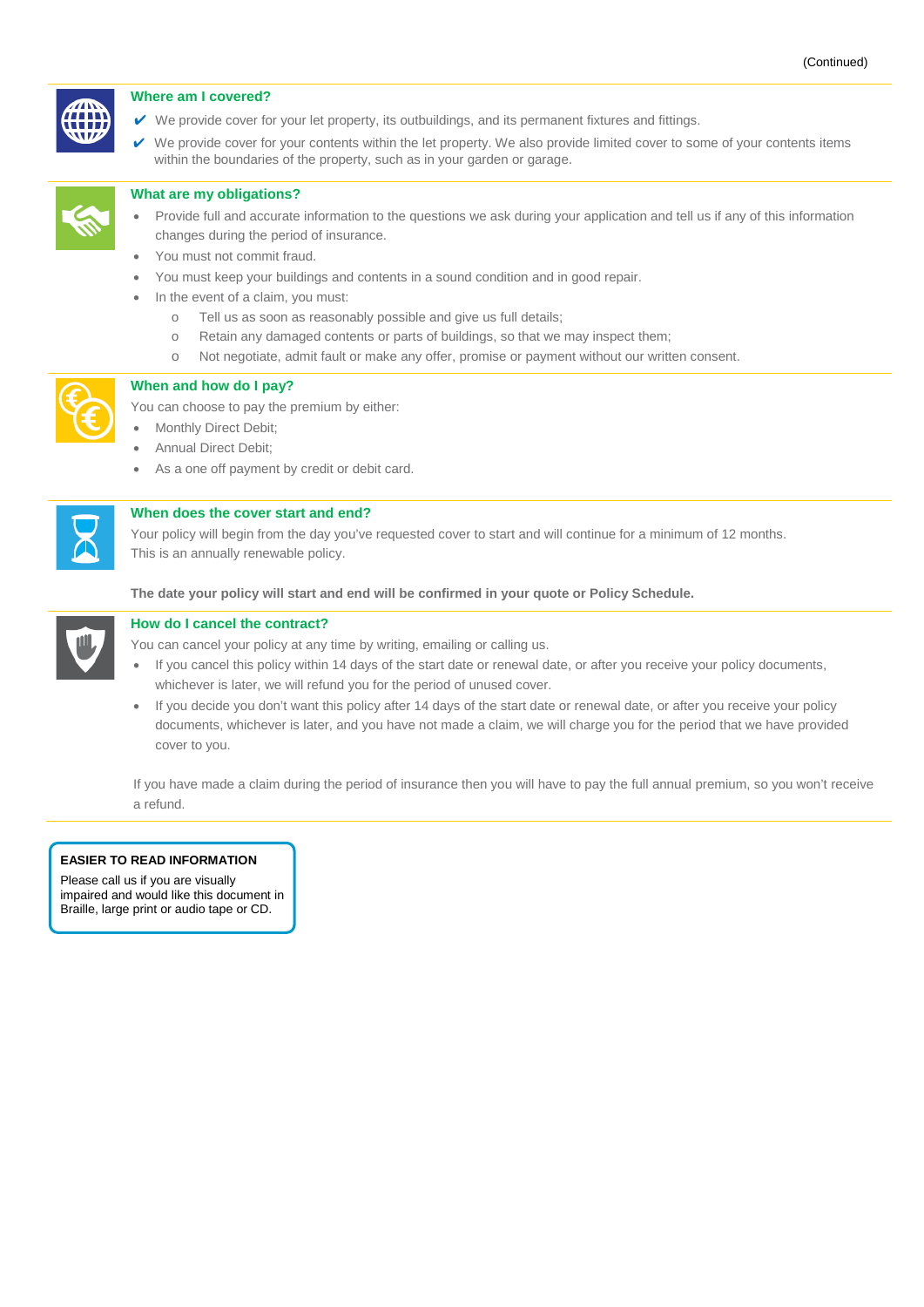(Continued)

### Where am I covered?

- ✔ We provide cover for your let property, its outbuildings, and its permanent fixtures and fittings.
- ✔ We provide cover for your contents within the let property. We also provide limited cover to some of your contents items within the boundaries of the property, such as in your garden or garage.

### What are my obligations?

- Provide full and accurate information to the questions we ask during your application and tell us if any of this information changes during the period of insurance.
- You must not commit fraud.
- You must keep your buildings and contents in a sound condition and in good repair.
- In the event of a claim, you must:
  - Tell us as soon as reasonably possible and give us full details;
  - Retain any damaged contents or parts of buildings, so that we may inspect them;
  - Not negotiate, admit fault or make any offer, promise or payment without our written consent.

### When and how do I pay?

You can choose to pay the premium by either:

- Monthly Direct Debit;
- Annual Direct Debit;
- As a one off payment by credit or debit card.

### When does the cover start and end?

Your policy will begin from the day you've requested cover to start and will continue for a minimum of 12 months. This is an annually renewable policy.

**The date your policy will start and end will be confirmed in your quote or Policy Schedule.**

### How do I cancel the contract?

You can cancel your policy at any time by writing, emailing or calling us.

- If you cancel this policy within 14 days of the start date or renewal date, or after you receive your policy documents, whichever is later, we will refund you for the period of unused cover.
- If you decide you don't want this policy after 14 days of the start date or renewal date, or after you receive your policy documents, whichever is later, and you have not made a claim, we will charge you for the period that we have provided cover to you.

If you have made a claim during the period of insurance then you will have to pay the full annual premium, so you won't receive a refund.

**EASIER TO READ INFORMATION**

Please call us if you are visually impaired and would like this document in Braille, large print or audio tape or CD.